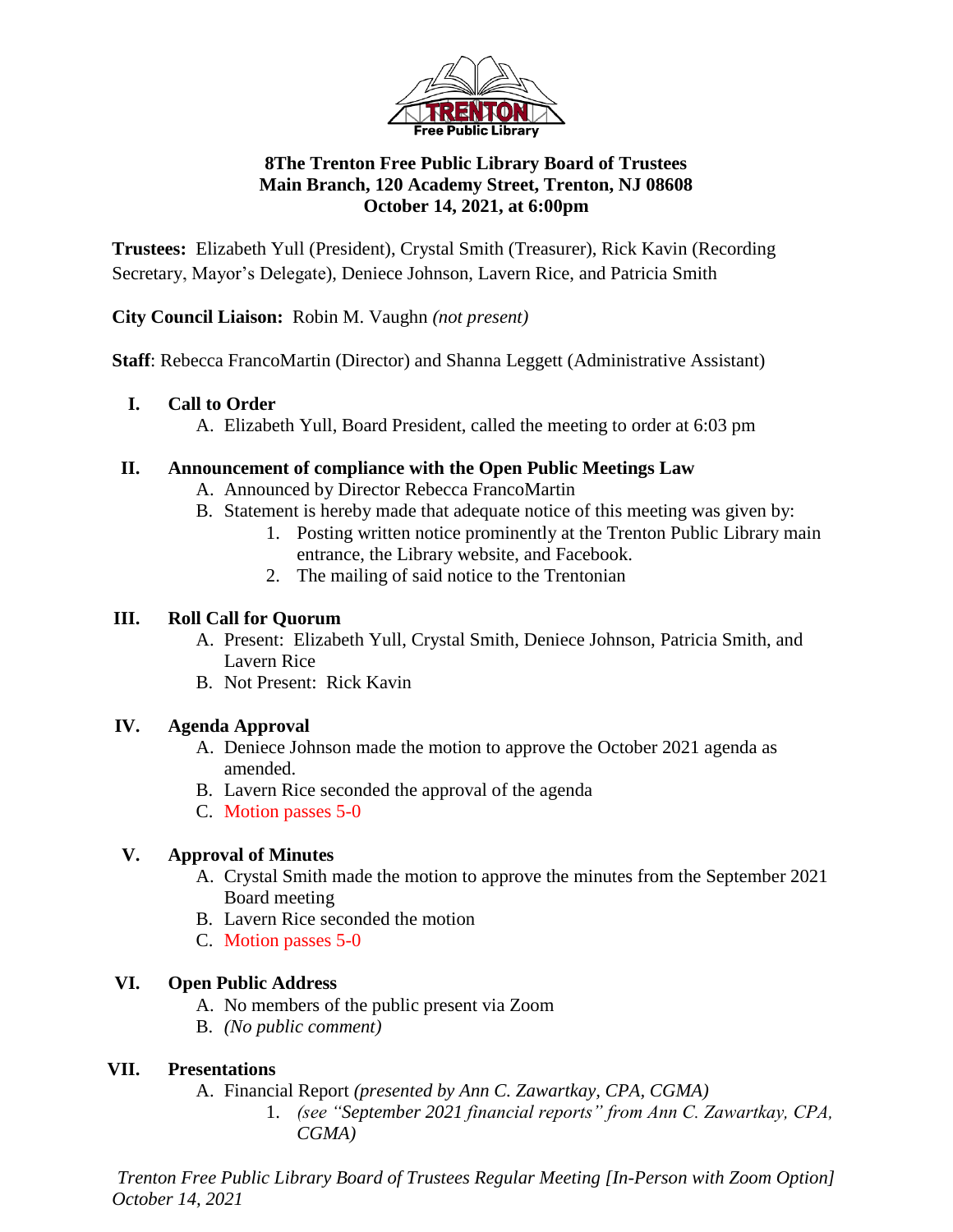**8The Trenton Free Public Library Board of Trustees**
**Main Branch, 120 Academy Street, Trenton, NJ 08608**
**October 14, 2021, at 6:00pm**

**Trustees:** Elizabeth Yull (President), Crystal Smith (Treasurer), Rick Kavin (Recording Secretary, Mayor's Delegate), Deniece Johnson, Lavern Rice, and Patricia Smith

**City Council Liaison:** Robin M. Vaughn *(not present)*

**Staff**: Rebecca FrancoMartin (Director) and Shanna Leggett (Administrative Assistant)

## I. Call to Order

A. Elizabeth Yull, Board President, called the meeting to order at 6:03 pm

## II. Announcement of compliance with the Open Public Meetings Law

A. Announced by Director Rebecca FrancoMartin
B. Statement is hereby made that adequate notice of this meeting was given by:
   1. Posting written notice prominently at the Trenton Public Library main entrance, the Library website, and Facebook.
   2. The mailing of said notice to the Trentonian

## III. Roll Call for Quorum

A. Present: Elizabeth Yull, Crystal Smith, Deniece Johnson, Patricia Smith, and Lavern Rice
B. Not Present: Rick Kavin

## IV. Agenda Approval

A. Deniece Johnson made the motion to approve the October 2021 agenda as amended.
B. Lavern Rice seconded the approval of the agenda
C. Motion passes 5-0

## V. Approval of Minutes

A. Crystal Smith made the motion to approve the minutes from the September 2021 Board meeting
B. Lavern Rice seconded the motion
C. Motion passes 5-0

## VI. Open Public Address

A. No members of the public present via Zoom
B. *(No public comment)*

## VII. Presentations

A. Financial Report *(presented by Ann C. Zawartkay, CPA, CGMA)*
   1. *(see "September 2021 financial reports" from Ann C. Zawartkay, CPA, CGMA)*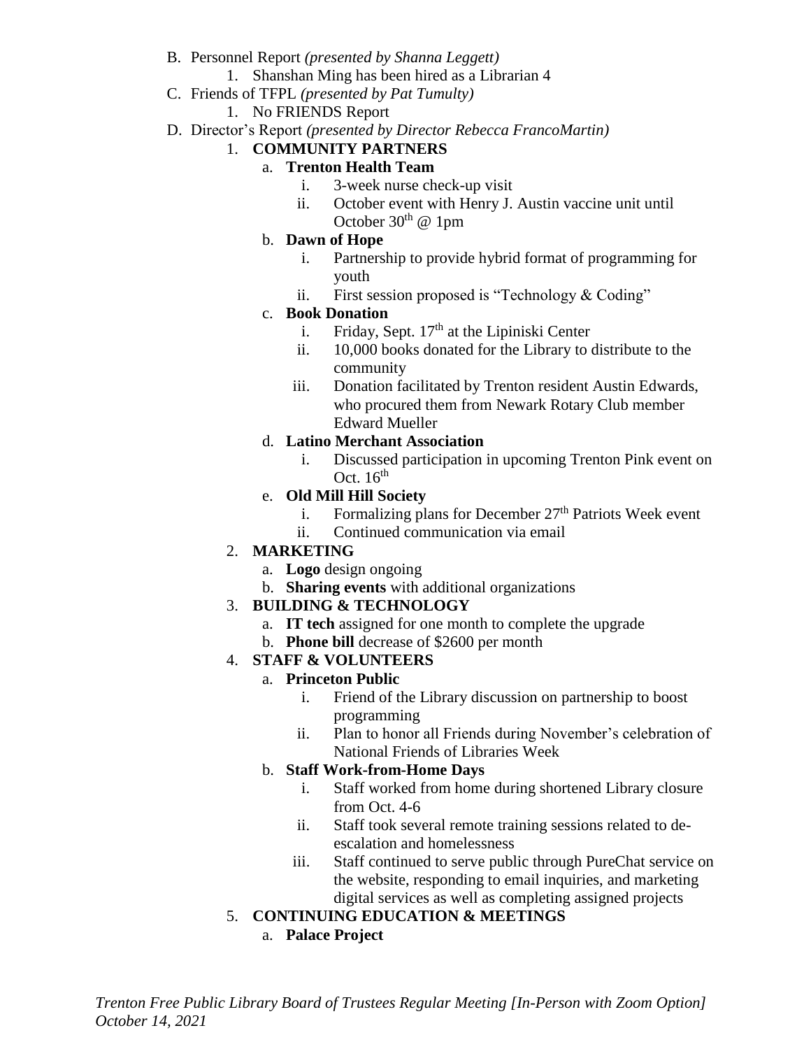B. Personnel Report *(presented by Shanna Leggett)*
   1. Shanshan Ming has been hired as a Librarian 4

C. Friends of TFPL *(presented by Pat Tumulty)*
   1. No FRIENDS Report

D. Director's Report *(presented by Director Rebecca FrancoMartin)*
   1. **COMMUNITY PARTNERS**
      a. **Trenton Health Team**
         i. 3-week nurse check-up visit
         ii. October event with Henry J. Austin vaccine unit until October 30th @ 1pm
      b. **Dawn of Hope**
         i. Partnership to provide hybrid format of programming for youth
         ii. First session proposed is "Technology & Coding"
      c. **Book Donation**
         i. Friday, Sept. 17th at the Lipiniski Center
         ii. 10,000 books donated for the Library to distribute to the community
         iii. Donation facilitated by Trenton resident Austin Edwards, who procured them from Newark Rotary Club member Edward Mueller
      d. **Latino Merchant Association**
         i. Discussed participation in upcoming Trenton Pink event on Oct. 16th
      e. **Old Mill Hill Society**
         i. Formalizing plans for December 27th Patriots Week event
         ii. Continued communication via email
   2. **MARKETING**
      a. **Logo** design ongoing
      b. **Sharing events** with additional organizations
   3. **BUILDING & TECHNOLOGY**
      a. **IT tech** assigned for one month to complete the upgrade
      b. **Phone bill** decrease of $2600 per month
   4. **STAFF & VOLUNTEERS**
      a. **Princeton Public**
         i. Friend of the Library discussion on partnership to boost programming
         ii. Plan to honor all Friends during November's celebration of National Friends of Libraries Week
      b. **Staff Work-from-Home Days**
         i. Staff worked from home during shortened Library closure from Oct. 4-6
         ii. Staff took several remote training sessions related to de-escalation and homelessness
         iii. Staff continued to serve public through PureChat service on the website, responding to email inquiries, and marketing digital services as well as completing assigned projects
   5. **CONTINUING EDUCATION & MEETINGS**
      a. **Palace Project**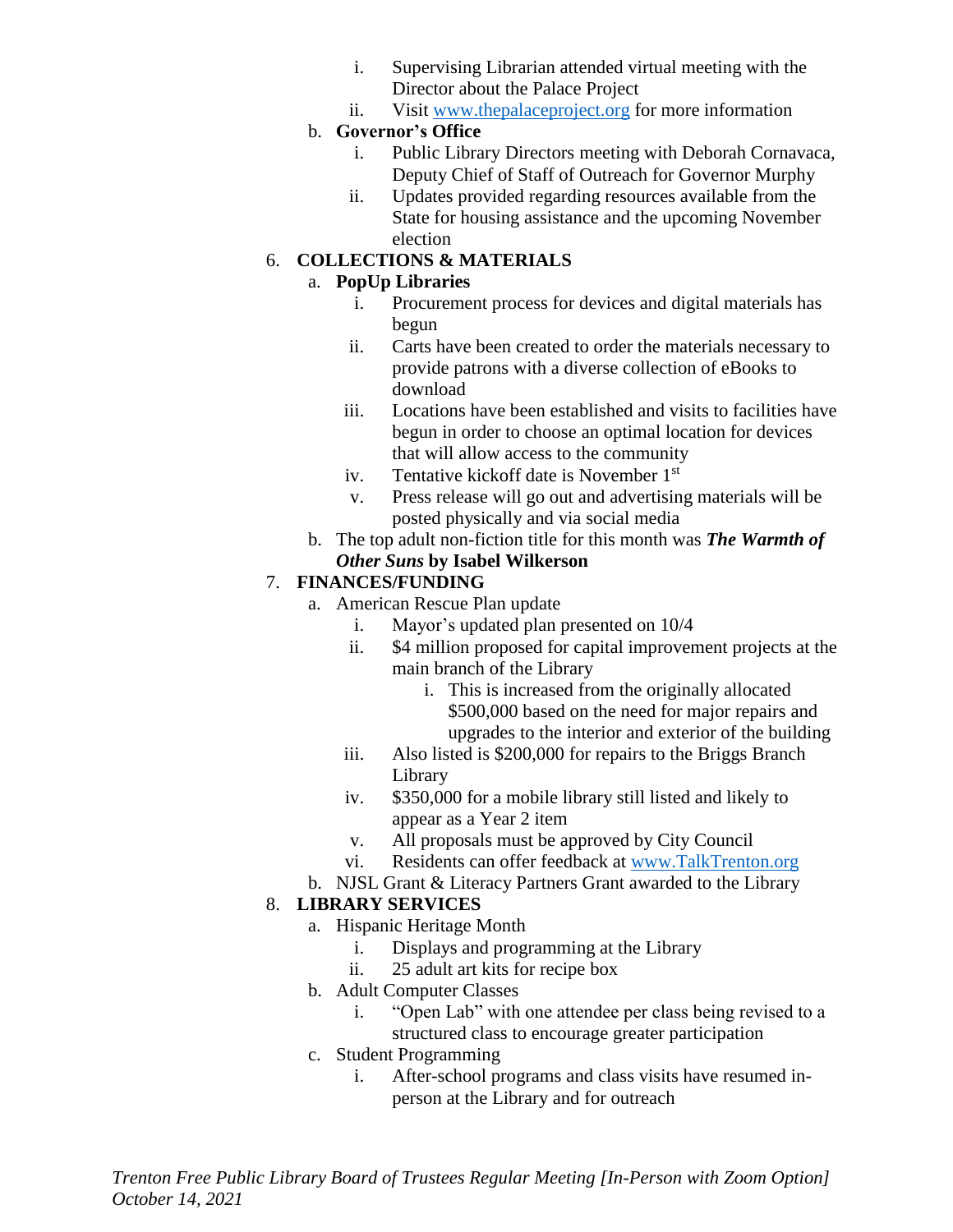i. Supervising Librarian attended virtual meeting with the Director about the Palace Project
   ii. Visit [www.thepalaceproject.org](http://www.thepalaceproject.org) for more information

b. **Governor's Office**
   i. Public Library Directors meeting with Deborah Cornavaca, Deputy Chief of Staff of Outreach for Governor Murphy
   ii. Updates provided regarding resources available from the State for housing assistance and the upcoming November election

6. **COLLECTIONS & MATERIALS**
   a. **PopUp Libraries**
      i. Procurement process for devices and digital materials has begun
      ii. Carts have been created to order the materials necessary to provide patrons with a diverse collection of eBooks to download
      iii. Locations have been established and visits to facilities have begun in order to choose an optimal location for devices that will allow access to the community
      iv. Tentative kickoff date is November 1st
      v. Press release will go out and advertising materials will be posted physically and via social media
   b. The top adult non-fiction title for this month was ***The Warmth of Other Suns*** **by Isabel Wilkerson**

7. **FINANCES/FUNDING**
   a. American Rescue Plan update
      i. Mayor's updated plan presented on 10/4
      ii. $4 million proposed for capital improvement projects at the main branch of the Library
         i. This is increased from the originally allocated $500,000 based on the need for major repairs and upgrades to the interior and exterior of the building
      iii. Also listed is $200,000 for repairs to the Briggs Branch Library
      iv. $350,000 for a mobile library still listed and likely to appear as a Year 2 item
      v. All proposals must be approved by City Council
      vi. Residents can offer feedback at [www.TalkTrenton.org](http://www.TalkTrenton.org)
   b. NJSL Grant & Literacy Partners Grant awarded to the Library

8. **LIBRARY SERVICES**
   a. Hispanic Heritage Month
      i. Displays and programming at the Library
      ii. 25 adult art kits for recipe box
   b. Adult Computer Classes
      i. "Open Lab" with one attendee per class being revised to a structured class to encourage greater participation
   c. Student Programming
      i. After-school programs and class visits have resumed in-person at the Library and for outreach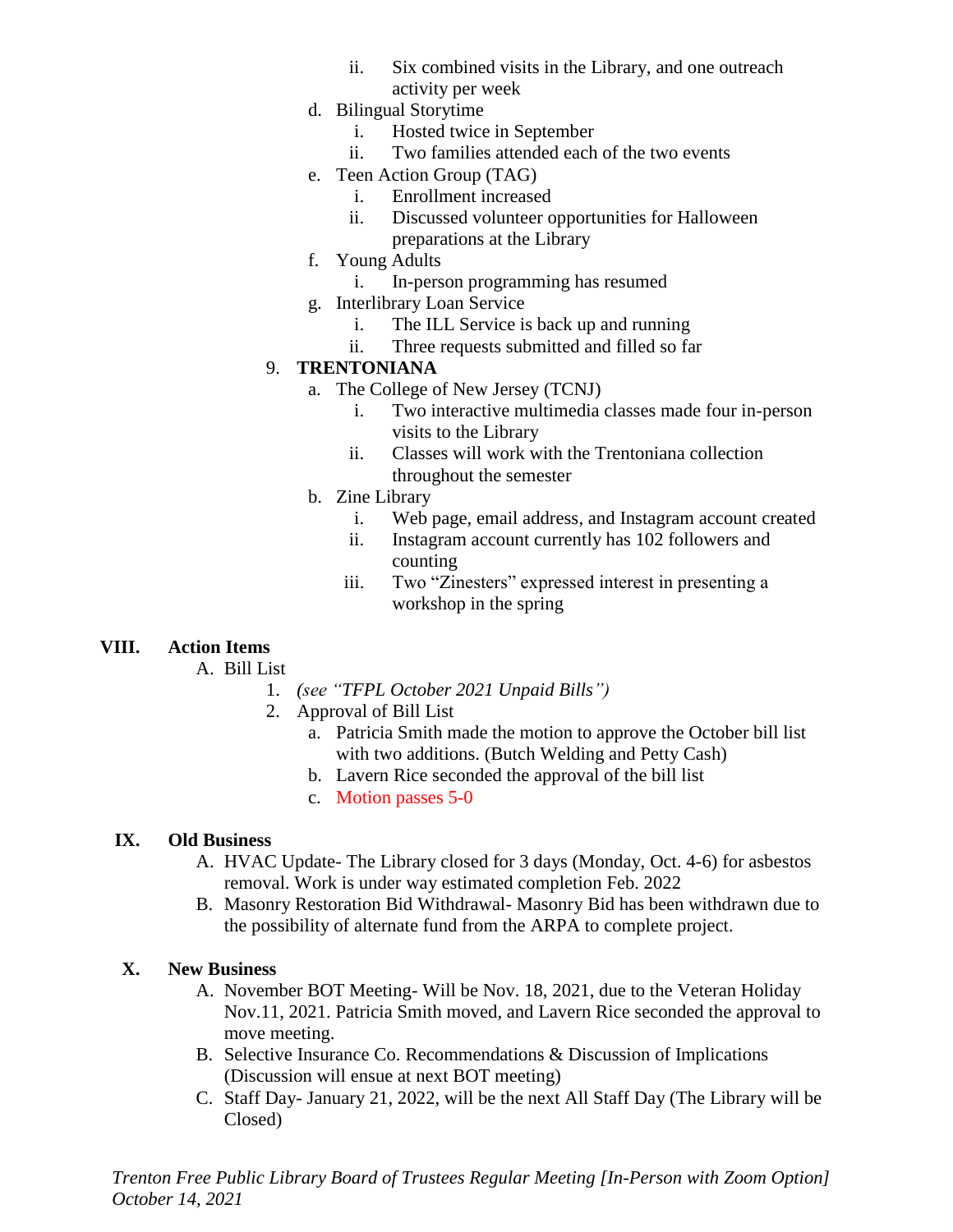ii. Six combined visits in the Library, and one outreach activity per week

d. Bilingual Storytime
   i. Hosted twice in September
   ii. Two families attended each of the two events

e. Teen Action Group (TAG)
   i. Enrollment increased
   ii. Discussed volunteer opportunities for Halloween preparations at the Library

f. Young Adults
   i. In-person programming has resumed

g. Interlibrary Loan Service
   i. The ILL Service is back up and running
   ii. Three requests submitted and filled so far

9. **TRENTONIANA**
   a. The College of New Jersey (TCNJ)
      i. Two interactive multimedia classes made four in-person visits to the Library
      ii. Classes will work with the Trentoniana collection throughout the semester
   b. Zine Library
      i. Web page, email address, and Instagram account created
      ii. Instagram account currently has 102 followers and counting
      iii. Two "Zinesters" expressed interest in presenting a workshop in the spring

**VIII. Action Items**

A. Bill List
   1. *(see "TFPL October 2021 Unpaid Bills")*
   2. Approval of Bill List
      a. Patricia Smith made the motion to approve the October bill list with two additions. (Butch Welding and Petty Cash)
      b. Lavern Rice seconded the approval of the bill list
      c. Motion passes 5-0

**IX. Old Business**

A. HVAC Update- The Library closed for 3 days (Monday, Oct. 4-6) for asbestos removal. Work is under way estimated completion Feb. 2022

B. Masonry Restoration Bid Withdrawal- Masonry Bid has been withdrawn due to the possibility of alternate fund from the ARPA to complete project.

**X. New Business**

A. November BOT Meeting- Will be Nov. 18, 2021, due to the Veteran Holiday Nov.11, 2021. Patricia Smith moved, and Lavern Rice seconded the approval to move meeting.

B. Selective Insurance Co. Recommendations & Discussion of Implications (Discussion will ensue at next BOT meeting)

C. Staff Day- January 21, 2022, will be the next All Staff Day (The Library will be Closed)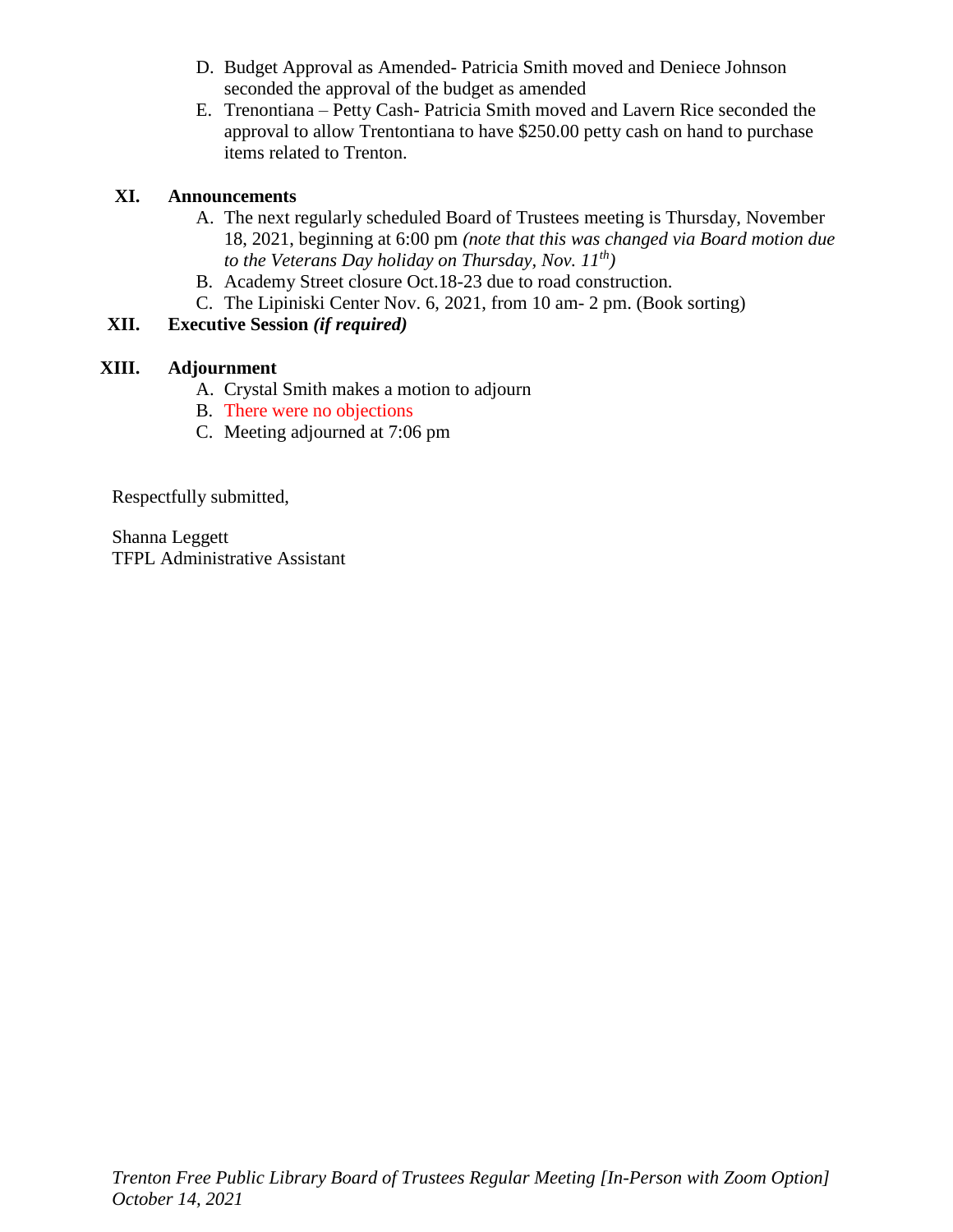D. Budget Approval as Amended- Patricia Smith moved and Deniece Johnson seconded the approval of the budget as amended

E. Trenontiana – Petty Cash- Patricia Smith moved and Lavern Rice seconded the approval to allow Trentontiana to have $250.00 petty cash on hand to purchase items related to Trenton.

## XI. Announcements

A. The next regularly scheduled Board of Trustees meeting is Thursday, November 18, 2021, beginning at 6:00 pm *(note that this was changed via Board motion due to the Veterans Day holiday on Thursday, Nov. 11th)*

B. Academy Street closure Oct.18-23 due to road construction.

C. The Lipiniski Center Nov. 6, 2021, from 10 am- 2 pm. (Book sorting)

## XII. Executive Session *(if required)*

## XIII. Adjournment

A. Crystal Smith makes a motion to adjourn

B. There were no objections

C. Meeting adjourned at 7:06 pm

Respectfully submitted,

Shanna Leggett
TFPL Administrative Assistant